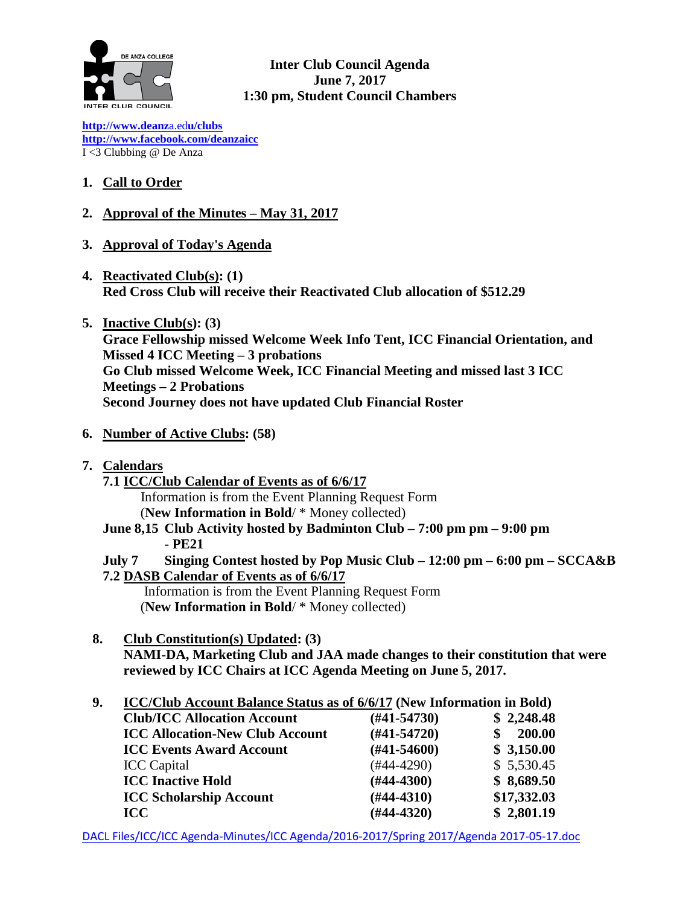**Inter Club Council Agenda**
**June 7, 2017**
**1:30 pm, Student Council Chambers**

**http://www.deanza.edu/clubs**
**http://www.facebook.com/deanzaicc**
I <3 Clubbing @ De Anza

1. **Call to Order**

2. **Approval of the Minutes – May 31, 2017**

3. **Approval of Today's Agenda**

4. **Reactivated Club(s): (1)**
   **Red Cross Club will receive their Reactivated Club allocation of $512.29**

5. **Inactive Club(s): (3)**
   **Grace Fellowship missed Welcome Week Info Tent, ICC Financial Orientation, and Missed 4 ICC Meeting – 3 probations**
   **Go Club missed Welcome Week, ICC Financial Meeting and missed last 3 ICC Meetings – 2 Probations**
   **Second Journey does not have updated Club Financial Roster**

6. **Number of Active Clubs: (58)**

7. **Calendars**
   **7.1 ICC/Club Calendar of Events as of 6/6/17**
   Information is from the Event Planning Request Form
   (**New Information in Bold**/ * Money collected)
   **June 8,15 Club Activity hosted by Badminton Club – 7:00 pm pm – 9:00 pm - PE21**
   **July 7 Singing Contest hosted by Pop Music Club – 12:00 pm – 6:00 pm – SCCA&B**
   **7.2 DASB Calendar of Events as of 6/6/17**
   Information is from the Event Planning Request Form
   (**New Information in Bold**/ * Money collected)

8. **Club Constitution(s) Updated: (3)**
   **NAMI-DA, Marketing Club and JAA made changes to their constitution that were reviewed by ICC Chairs at ICC Agenda Meeting on June 5, 2017.**

9. **ICC/Club Account Balance Status as of 6/6/17 (New Information in Bold)**

| | | |
|---|---|---|
| **Club/ICC Allocation Account** | **(#41-54730)** | **$ 2,248.48** |
| **ICC Allocation-New Club Account** | **(#41-54720)** | **$ 200.00** |
| **ICC Events Award Account** | **(#41-54600)** | **$ 3,150.00** |
| ICC Capital | (#44-4290) | $ 5,530.45 |
| **ICC Inactive Hold** | **(#44-4300)** | **$ 8,689.50** |
| **ICC Scholarship Account** | **(#44-4310)** | **$17,332.03** |
| **ICC** | **(#44-4320)** | **$ 2,801.19** |

DACL Files/ICC/ICC Agenda-Minutes/ICC Agenda/2016-2017/Spring 2017/Agenda 2017-05-17.doc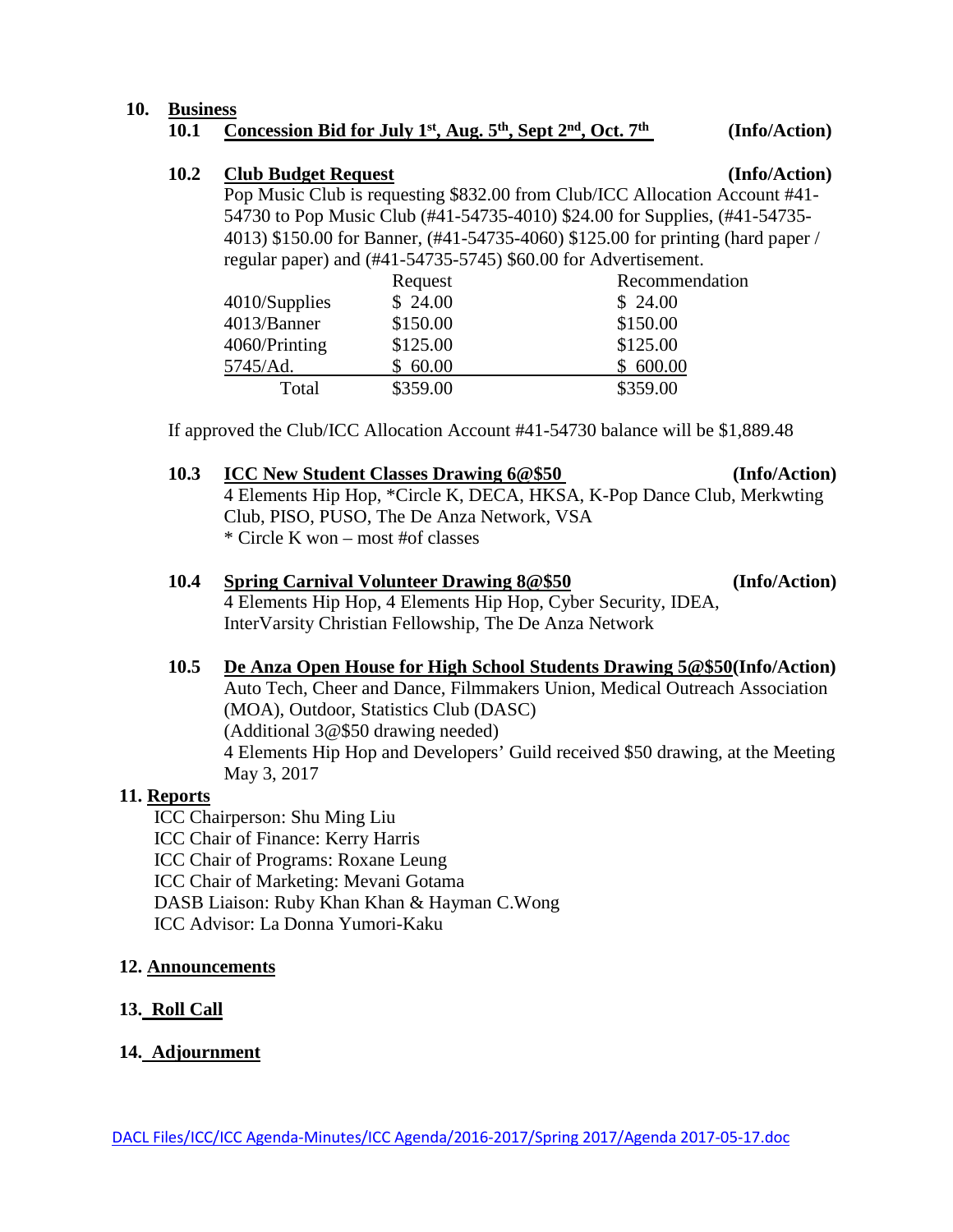## 10. Business

### 10.1 Concession Bid for July 1st, Aug. 5th, Sept 2nd, Oct. 7th (Info/Action)

### 10.2 Club Budget Request (Info/Action)

Pop Music Club is requesting $832.00 from Club/ICC Allocation Account #41-54730 to Pop Music Club (#41-54735-4010) $24.00 for Supplies, (#41-54735-4013) $150.00 for Banner, (#41-54735-4060) $125.00 for printing (hard paper / regular paper) and (#41-54735-5745) $60.00 for Advertisement.

| | Request | Recommendation |
|---|---|---|
| 4010/Supplies | $ 24.00 | $ 24.00 |
| 4013/Banner | $150.00 | $150.00 |
| 4060/Printing | $125.00 | $125.00 |
| 5745/Ad. | $ 60.00 | $ 600.00 |
| Total | $359.00 | $359.00 |

If approved the Club/ICC Allocation Account #41-54730 balance will be $1,889.48

### 10.3 ICC New Student Classes Drawing 6@$50 (Info/Action)

4 Elements Hip Hop, *Circle K, DECA, HKSA, K-Pop Dance Club, Merkwting Club, PISO, PUSO, The De Anza Network, VSA

* Circle K won – most #of classes

### 10.4 Spring Carnival Volunteer Drawing 8@$50 (Info/Action)

4 Elements Hip Hop, 4 Elements Hip Hop, Cyber Security, IDEA, InterVarsity Christian Fellowship, The De Anza Network

### 10.5 De Anza Open House for High School Students Drawing 5@$50 (Info/Action)

Auto Tech, Cheer and Dance, Filmmakers Union, Medical Outreach Association (MOA), Outdoor, Statistics Club (DASC)

(Additional 3@$50 drawing needed)

4 Elements Hip Hop and Developers' Guild received $50 drawing, at the Meeting May 3, 2017

## 11. Reports

ICC Chairperson: Shu Ming Liu
ICC Chair of Finance: Kerry Harris
ICC Chair of Programs: Roxane Leung
ICC Chair of Marketing: Mevani Gotama
DASB Liaison: Ruby Khan Khan & Hayman C.Wong
ICC Advisor: La Donna Yumori-Kaku

## 12. Announcements

## 13. Roll Call

## 14. Adjournment

DACL Files/ICC/ICC Agenda-Minutes/ICC Agenda/2016-2017/Spring 2017/Agenda 2017-05-17.doc